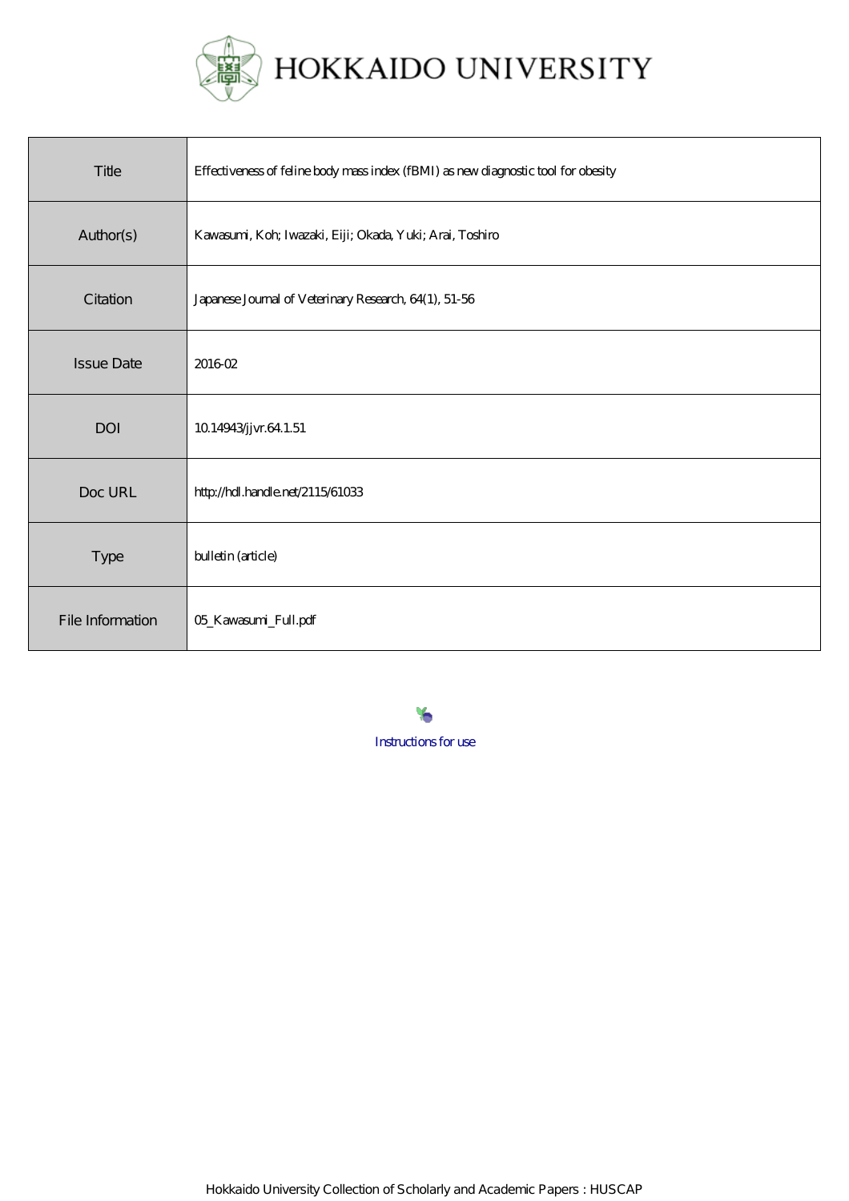# HOKKAIDO UNIVERSITY

| | |
|---|---|
| Title | Effectiveness of feline body mass index (fBMI) as new diagnostic tool for obesity |
| Author(s) | Kawasumi, Koh; Iwazaki, Eiji; Okada, Yuki; Arai, Toshiro |
| Citation | Japanese Journal of Veterinary Research, 64(1), 51-56 |
| Issue Date | 2016-02 |
| DOI | 10.14943/jjvr.64.1.51 |
| Doc URL | http://hdl.handle.net/2115/61033 |
| Type | bulletin (article) |
| File Information | 05_Kawasumi_Full.pdf |

Instructions for use

Hokkaido University Collection of Scholarly and Academic Papers : HUSCAP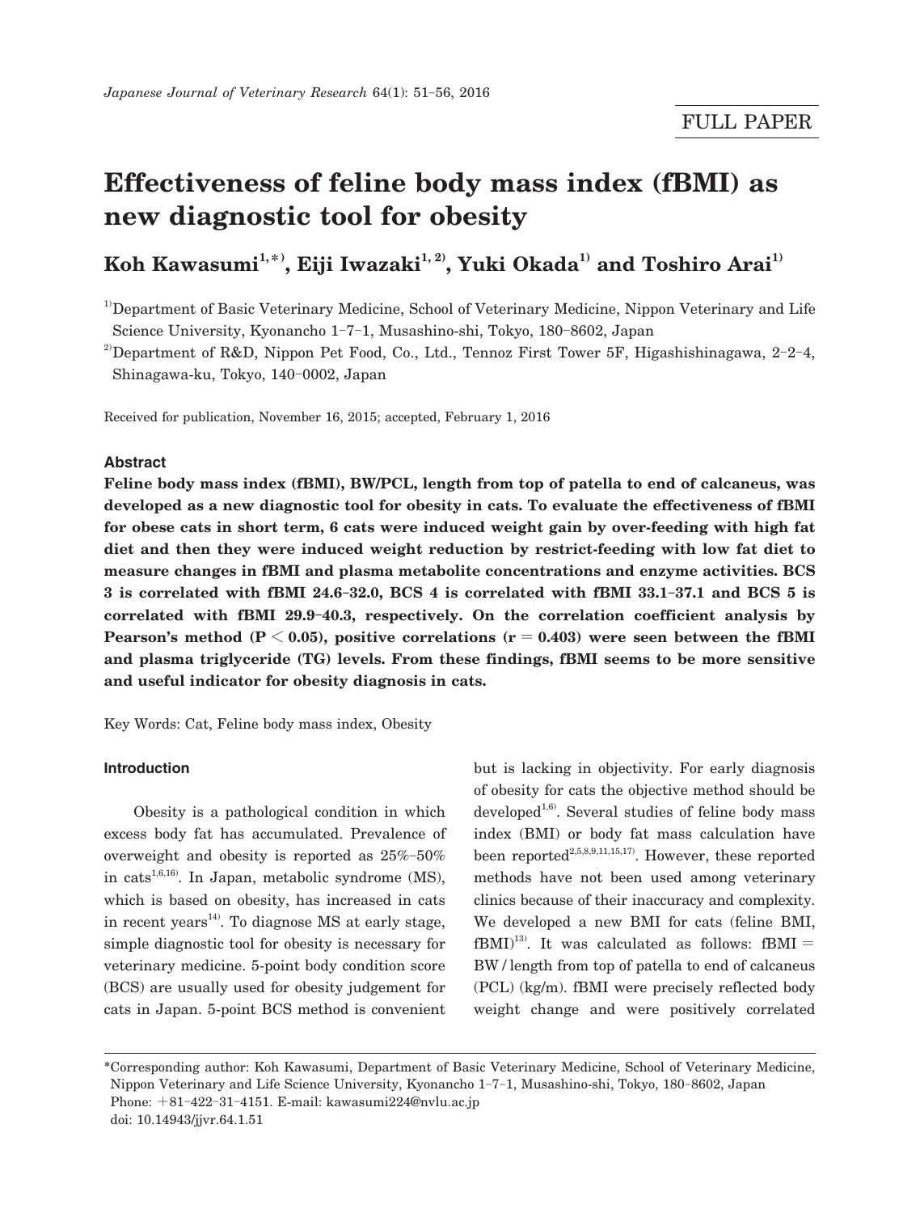# Effectiveness of feline body mass index (fBMI) as new diagnostic tool for obesity

**Koh Kawasumi[1,*], Eiji Iwazaki[1,2], Yuki Okada[1] and Toshiro Arai[1]**

[1]Department of Basic Veterinary Medicine, School of Veterinary Medicine, Nippon Veterinary and Life Science University, Kyonancho 1-7-1, Musashino-shi, Tokyo, 180-8602, Japan

[2]Department of R&D, Nippon Pet Food, Co., Ltd., Tennoz First Tower 5F, Higashishinagawa, 2-2-4, Shinagawa-ku, Tokyo, 140-0002, Japan

Received for publication, November 16, 2015; accepted, February 1, 2016

## Abstract

**Feline body mass index (fBMI), BW/PCL, length from top of patella to end of calcaneus, was developed as a new diagnostic tool for obesity in cats. To evaluate the effectiveness of fBMI for obese cats in short term, 6 cats were induced weight gain by over-feeding with high fat diet and then they were induced weight reduction by restrict-feeding with low fat diet to measure changes in fBMI and plasma metabolite concentrations and enzyme activities. BCS 3 is correlated with fBMI 24.6-32.0, BCS 4 is correlated with fBMI 33.1-37.1 and BCS 5 is correlated with fBMI 29.9-40.3, respectively. On the correlation coefficient analysis by Pearson's method ($P < 0.05$), positive correlations ($r = 0.403$) were seen between the fBMI and plasma triglyceride (TG) levels. From these findings, fBMI seems to be more sensitive and useful indicator for obesity diagnosis in cats.**

Key Words: Cat, Feline body mass index, Obesity

## Introduction

Obesity is a pathological condition in which excess body fat has accumulated. Prevalence of overweight and obesity is reported as 25%-50% in cats[1,6,16]. In Japan, metabolic syndrome (MS), which is based on obesity, has increased in cats in recent years[14]. To diagnose MS at early stage, simple diagnostic tool for obesity is necessary for veterinary medicine. 5-point body condition score (BCS) are usually used for obesity judgement for cats in Japan. 5-point BCS method is convenient but is lacking in objectivity. For early diagnosis of obesity for cats the objective method should be developed[1,6]. Several studies of feline body mass index (BMI) or body fat mass calculation have been reported[2,5,8,9,11,15,17]. However, these reported methods have not been used among veterinary clinics because of their inaccuracy and complexity. We developed a new BMI for cats (feline BMI, fBMI)[13]. It was calculated as follows: fBMI = BW / length from top of patella to end of calcaneus (PCL) (kg/m). fBMI were precisely reflected body weight change and were positively correlated

*Corresponding author: Koh Kawasumi, Department of Basic Veterinary Medicine, School of Veterinary Medicine, Nippon Veterinary and Life Science University, Kyonancho 1-7-1, Musashino-shi, Tokyo, 180-8602, Japan
Phone: +81-422-31-4151. E-mail: kawasumi224@nvlu.ac.jp
doi: 10.14943/jjvr.64.1.51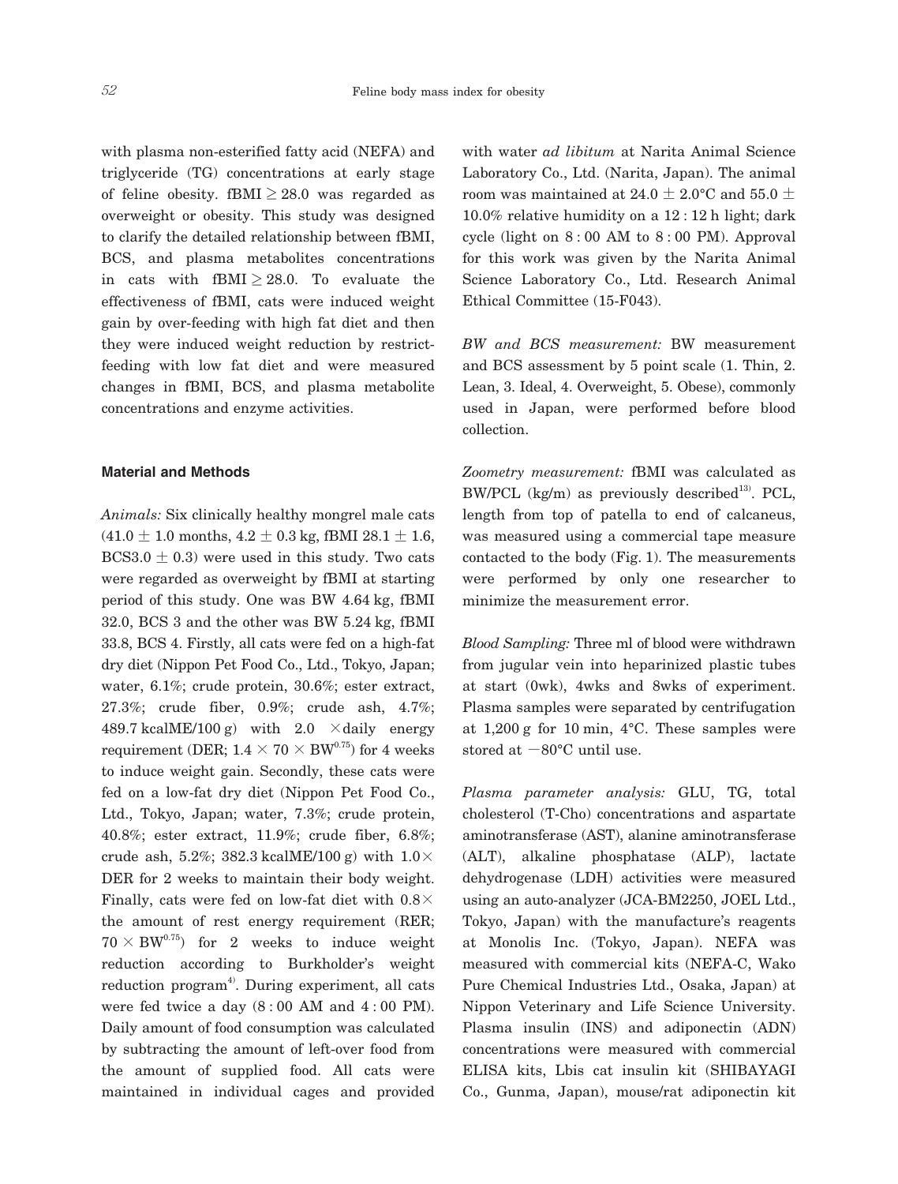with plasma non-esterified fatty acid (NEFA) and triglyceride (TG) concentrations at early stage of feline obesity. fBMI $\geq 28.0$ was regarded as overweight or obesity. This study was designed to clarify the detailed relationship between fBMI, BCS, and plasma metabolites concentrations in cats with fBMI $\geq 28.0$. To evaluate the effectiveness of fBMI, cats were induced weight gain by over-feeding with high fat diet and then they were induced weight reduction by restrict-feeding with low fat diet and were measured changes in fBMI, BCS, and plasma metabolite concentrations and enzyme activities.

## Material and Methods

*Animals:* Six clinically healthy mongrel male cats ($41.0 \pm 1.0$ months, $4.2 \pm 0.3$ kg, fBMI $28.1 \pm 1.6$, BCS$3.0 \pm 0.3$) were used in this study. Two cats were regarded as overweight by fBMI at starting period of this study. One was BW 4.64 kg, fBMI 32.0, BCS 3 and the other was BW 5.24 kg, fBMI 33.8, BCS 4. Firstly, all cats were fed on a high-fat dry diet (Nippon Pet Food Co., Ltd., Tokyo, Japan; water, 6.1%; crude protein, 30.6%; ester extract, 27.3%; crude fiber, 0.9%; crude ash, 4.7%; 489.7 kcalME/100 g) with 2.0 $\times$daily energy requirement (DER; $1.4 \times 70 \times BW^{0.75}$) for 4 weeks to induce weight gain. Secondly, these cats were fed on a low-fat dry diet (Nippon Pet Food Co., Ltd., Tokyo, Japan; water, 7.3%; crude protein, 40.8%; ester extract, 11.9%; crude fiber, 6.8%; crude ash, 5.2%; 382.3 kcalME/100 g) with 1.0$\times$ DER for 2 weeks to maintain their body weight. Finally, cats were fed on low-fat diet with 0.8$\times$ the amount of rest energy requirement (RER; $70 \times BW^{0.75}$) for 2 weeks to induce weight reduction according to Burkholder's weight reduction program[4]. During experiment, all cats were fed twice a day (8 : 00 AM and 4 : 00 PM). Daily amount of food consumption was calculated by subtracting the amount of left-over food from the amount of supplied food. All cats were maintained in individual cages and provided with water *ad libitum* at Narita Animal Science Laboratory Co., Ltd. (Narita, Japan). The animal room was maintained at $24.0 \pm 2.0$°C and $55.0 \pm 10.0$% relative humidity on a 12 : 12 h light; dark cycle (light on 8 : 00 AM to 8 : 00 PM). Approval for this work was given by the Narita Animal Science Laboratory Co., Ltd. Research Animal Ethical Committee (15-F043).

*BW and BCS measurement:* BW measurement and BCS assessment by 5 point scale (1. Thin, 2. Lean, 3. Ideal, 4. Overweight, 5. Obese), commonly used in Japan, were performed before blood collection.

*Zoometry measurement:* fBMI was calculated as BW/PCL (kg/m) as previously described[13]. PCL, length from top of patella to end of calcaneus, was measured using a commercial tape measure contacted to the body (Fig. 1). The measurements were performed by only one researcher to minimize the measurement error.

*Blood Sampling:* Three ml of blood were withdrawn from jugular vein into heparinized plastic tubes at start (0wk), 4wks and 8wks of experiment. Plasma samples were separated by centrifugation at 1,200 g for 10 min, 4°C. These samples were stored at $-80$°C until use.

*Plasma parameter analysis:* GLU, TG, total cholesterol (T-Cho) concentrations and aspartate aminotransferase (AST), alanine aminotransferase (ALT), alkaline phosphatase (ALP), lactate dehydrogenase (LDH) activities were measured using an auto-analyzer (JCA-BM2250, JOEL Ltd., Tokyo, Japan) with the manufacture's reagents at Monolis Inc. (Tokyo, Japan). NEFA was measured with commercial kits (NEFA-C, Wako Pure Chemical Industries Ltd., Osaka, Japan) at Nippon Veterinary and Life Science University. Plasma insulin (INS) and adiponectin (ADN) concentrations were measured with commercial ELISA kits, Lbis cat insulin kit (SHIBAYAGI Co., Gunma, Japan), mouse/rat adiponectin kit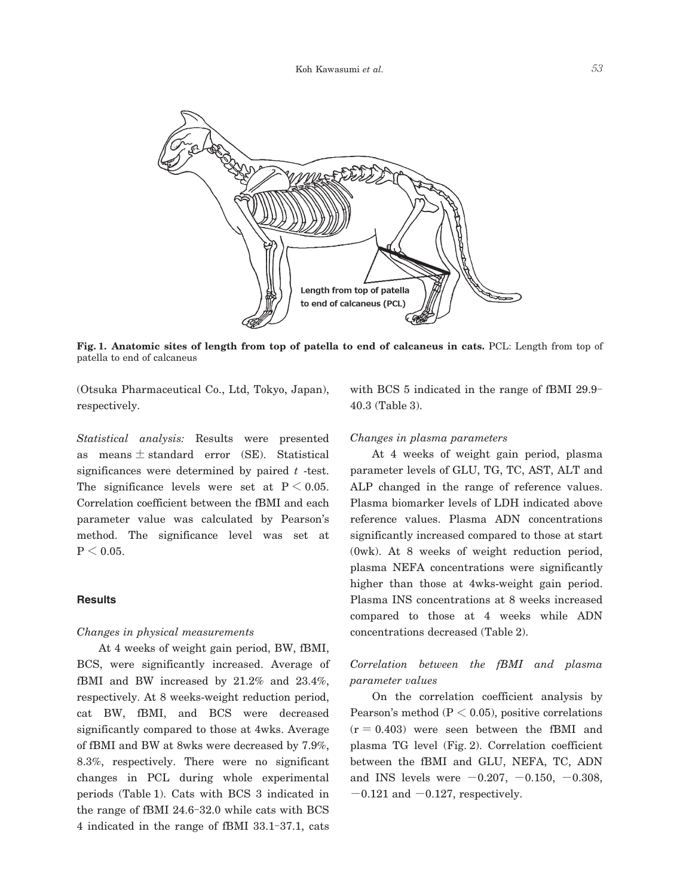**Fig. 1. Anatomic sites of length from top of patella to end of calcaneus in cats.** PCL: Length from top of patella to end of calcaneus

(Otsuka Pharmaceutical Co., Ltd, Tokyo, Japan), respectively.

*Statistical analysis:* Results were presented as means ± standard error (SE). Statistical significances were determined by paired *t* -test. The significance levels were set at $P < 0.05$. Correlation coefficient between the fBMI and each parameter value was calculated by Pearson's method. The significance level was set at $P < 0.05$.

## Results

*Changes in physical measurements*

At 4 weeks of weight gain period, BW, fBMI, BCS, were significantly increased. Average of fBMI and BW increased by 21.2% and 23.4%, respectively. At 8 weeks-weight reduction period, cat BW, fBMI, and BCS were decreased significantly compared to those at 4wks. Average of fBMI and BW at 8wks were decreased by 7.9%, 8.3%, respectively. There were no significant changes in PCL during whole experimental periods (Table 1). Cats with BCS 3 indicated in the range of fBMI 24.6–32.0 while cats with BCS 4 indicated in the range of fBMI 33.1–37.1, cats with BCS 5 indicated in the range of fBMI 29.9–40.3 (Table 3).

*Changes in plasma parameters*

At 4 weeks of weight gain period, plasma parameter levels of GLU, TG, TC, AST, ALT and ALP changed in the range of reference values. Plasma biomarker levels of LDH indicated above reference values. Plasma ADN concentrations significantly increased compared to those at start (0wk). At 8 weeks of weight reduction period, plasma NEFA concentrations were significantly higher than those at 4wks-weight gain period. Plasma INS concentrations at 8 weeks increased compared to those at 4 weeks while ADN concentrations decreased (Table 2).

*Correlation between the fBMI and plasma parameter values*

On the correlation coefficient analysis by Pearson's method ($P < 0.05$), positive correlations ($r = 0.403$) were seen between the fBMI and plasma TG level (Fig. 2). Correlation coefficient between the fBMI and GLU, NEFA, TC, ADN and INS levels were $-0.207$, $-0.150$, $-0.308$, $-0.121$ and $-0.127$, respectively.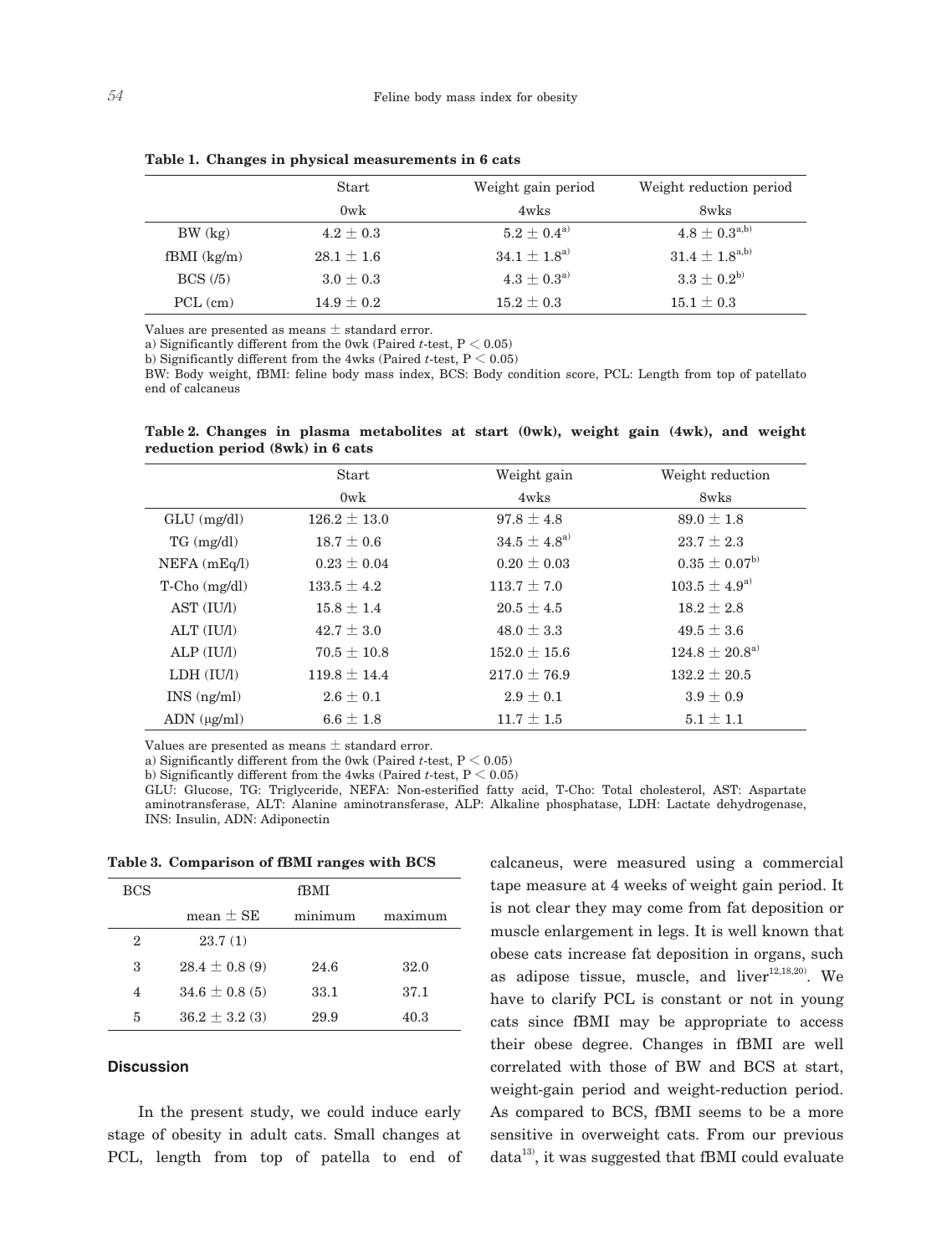**Table 1. Changes in physical measurements in 6 cats**

| | Start | Weight gain period | Weight reduction period |
|---|---|---|---|
| | 0wk | 4wks | 8wks |
| BW (kg) | 4.2 ± 0.3 | 5.2 ± 0.4[a)] | 4.8 ± 0.3[a,b)] |
| fBMI (kg/m) | 28.1 ± 1.6 | 34.1 ± 1.8[a)] | 31.4 ± 1.8[a,b)] |
| BCS (/5) | 3.0 ± 0.3 | 4.3 ± 0.3[a)] | 3.3 ± 0.2[b)] |
| PCL (cm) | 14.9 ± 0.2 | 15.2 ± 0.3 | 15.1 ± 0.3 |

Values are presented as means ± standard error.
a) Significantly different from the 0wk (Paired *t*-test, $P < 0.05$)
b) Significantly different from the 4wks (Paired *t*-test, $P < 0.05$)
BW: Body weight, fBMI: feline body mass index, BCS: Body condition score, PCL: Length from top of patellato end of calcaneus

**Table 2. Changes in plasma metabolites at start (0wk), weight gain (4wk), and weight reduction period (8wk) in 6 cats**

| | Start | Weight gain | Weight reduction |
|---|---|---|---|
| | 0wk | 4wks | 8wks |
| GLU (mg/dl) | 126.2 ± 13.0 | 97.8 ± 4.8 | 89.0 ± 1.8 |
| TG (mg/dl) | 18.7 ± 0.6 | 34.5 ± 4.8[a)] | 23.7 ± 2.3 |
| NEFA (mEq/l) | 0.23 ± 0.04 | 0.20 ± 0.03 | 0.35 ± 0.07[b)] |
| T-Cho (mg/dl) | 133.5 ± 4.2 | 113.7 ± 7.0 | 103.5 ± 4.9[a)] |
| AST (IU/l) | 15.8 ± 1.4 | 20.5 ± 4.5 | 18.2 ± 2.8 |
| ALT (IU/l) | 42.7 ± 3.0 | 48.0 ± 3.3 | 49.5 ± 3.6 |
| ALP (IU/l) | 70.5 ± 10.8 | 152.0 ± 15.6 | 124.8 ± 20.8[a)] |
| LDH (IU/l) | 119.8 ± 14.4 | 217.0 ± 76.9 | 132.2 ± 20.5 |
| INS (ng/ml) | 2.6 ± 0.1 | 2.9 ± 0.1 | 3.9 ± 0.9 |
| ADN (μg/ml) | 6.6 ± 1.8 | 11.7 ± 1.5 | 5.1 ± 1.1 |

Values are presented as means ± standard error.
a) Significantly different from the 0wk (Paired *t*-test, $P < 0.05$)
b) Significantly different from the 4wks (Paired *t*-test, $P < 0.05$)
GLU: Glucose, TG: Triglyceride, NEFA: Non-esterified fatty acid, T-Cho: Total cholesterol, AST: Aspartate aminotransferase, ALT: Alanine aminotransferase, ALP: Alkaline phosphatase, LDH: Lactate dehydrogenase, INS: Insulin, ADN: Adiponectin

**Table 3. Comparison of fBMI ranges with BCS**

| BCS | fBMI | | |
|---|---|---|---|
| | mean ± SE | minimum | maximum |
| 2 | 23.7 (1) | | |
| 3 | 28.4 ± 0.8 (9) | 24.6 | 32.0 |
| 4 | 34.6 ± 0.8 (5) | 33.1 | 37.1 |
| 5 | 36.2 ± 3.2 (3) | 29.9 | 40.3 |

## Discussion

In the present study, we could induce early stage of obesity in adult cats. Small changes at PCL, length from top of patella to end of calcaneus, were measured using a commercial tape measure at 4 weeks of weight gain period. It is not clear they may come from fat deposition or muscle enlargement in legs. It is well known that obese cats increase fat deposition in organs, such as adipose tissue, muscle, and liver[12,18,20]. We have to clarify PCL is constant or not in young cats since fBMI may be appropriate to access their obese degree. Changes in fBMI are well correlated with those of BW and BCS at start, weight-gain period and weight-reduction period. As compared to BCS, fBMI seems to be a more sensitive in overweight cats. From our previous data[13], it was suggested that fBMI could evaluate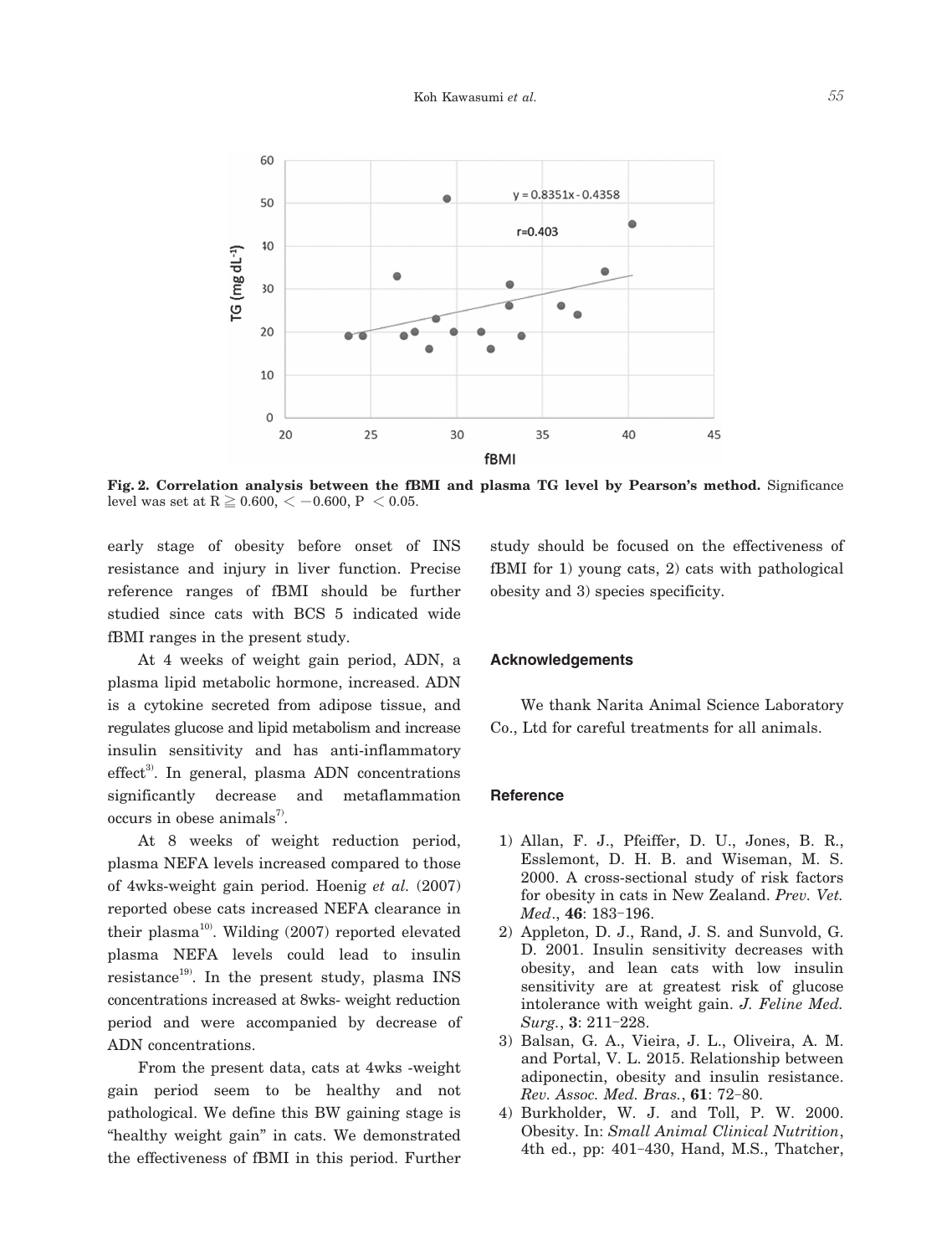**Fig. 2. Correlation analysis between the fBMI and plasma TG level by Pearson's method.** Significance level was set at $R \geqq 0.600$, $< -0.600$, $P < 0.05$.

early stage of obesity before onset of INS resistance and injury in liver function. Precise reference ranges of fBMI should be further studied since cats with BCS 5 indicated wide fBMI ranges in the present study.

At 4 weeks of weight gain period, ADN, a plasma lipid metabolic hormone, increased. ADN is a cytokine secreted from adipose tissue, and regulates glucose and lipid metabolism and increase insulin sensitivity and has anti-inflammatory effect[3]. In general, plasma ADN concentrations significantly decrease and metaflammation occurs in obese animals[7].

At 8 weeks of weight reduction period, plasma NEFA levels increased compared to those of 4wks-weight gain period. Hoenig *et al.* (2007) reported obese cats increased NEFA clearance in their plasma[10]. Wilding (2007) reported elevated plasma NEFA levels could lead to insulin resistance[19]. In the present study, plasma INS concentrations increased at 8wks- weight reduction period and were accompanied by decrease of ADN concentrations.

From the present data, cats at 4wks -weight gain period seem to be healthy and not pathological. We define this BW gaining stage is "healthy weight gain" in cats. We demonstrated the effectiveness of fBMI in this period. Further study should be focused on the effectiveness of fBMI for 1) young cats, 2) cats with pathological obesity and 3) species specificity.

## Acknowledgements

We thank Narita Animal Science Laboratory Co., Ltd for careful treatments for all animals.

## Reference

1) Allan, F. J., Pfeiffer, D. U., Jones, B. R., Esslemont, D. H. B. and Wiseman, M. S. 2000. A cross-sectional study of risk factors for obesity in cats in New Zealand. *Prev. Vet. Med*., **46**: 183–196.
2) Appleton, D. J., Rand, J. S. and Sunvold, G. D. 2001. Insulin sensitivity decreases with obesity, and lean cats with low insulin sensitivity are at greatest risk of glucose intolerance with weight gain. *J. Feline Med. Surg.*, **3**: 211–228.
3) Balsan, G. A., Vieira, J. L., Oliveira, A. M. and Portal, V. L. 2015. Relationship between adiponectin, obesity and insulin resistance. *Rev. Assoc. Med. Bras.*, **61**: 72–80.
4) Burkholder, W. J. and Toll, P. W. 2000. Obesity. In: *Small Animal Clinical Nutrition*, 4th ed., pp: 401–430, Hand, M.S., Thatcher,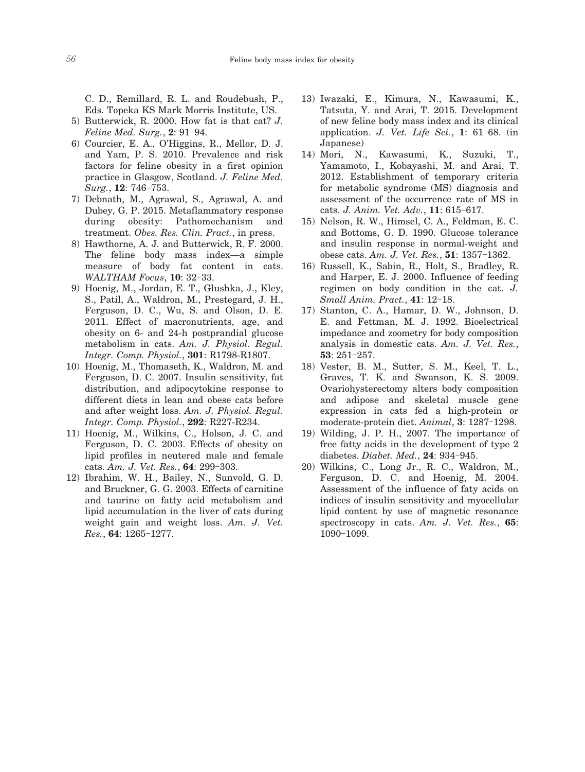C. D., Remillard, R. L. and Roudebush, P., Eds. Topeka KS Mark Morris Institute, US.

5) Butterwick, R. 2000. How fat is that cat? *J. Feline Med. Surg.*, **2**: 91–94.
6) Courcier, E. A., O'Higgins, R., Mellor, D. J. and Yam, P. S. 2010. Prevalence and risk factors for feline obesity in a first opinion practice in Glasgow, Scotland. *J. Feline Med. Surg.*, **12**: 746–753.
7) Debnath, M., Agrawal, S., Agrawal, A. and Dubey, G. P. 2015. Metaflammatory response during obesity: Pathomechanism and treatment. *Obes. Res. Clin. Pract.*, in press.
8) Hawthorne, A. J. and Butterwick, R. F. 2000. The feline body mass index—a simple measure of body fat content in cats. *WALTHAM Focus*, **10**: 32–33.
9) Hoenig, M., Jordan, E. T., Glushka, J., Kley, S., Patil, A., Waldron, M., Prestegard, J. H., Ferguson, D. C., Wu, S. and Olson, D. E. 2011. Effect of macronutrients, age, and obesity on 6- and 24-h postprandial glucose metabolism in cats. *Am. J. Physiol. Regul. Integr. Comp. Physiol.*, **301**: R1798-R1807.
10) Hoenig, M., Thomaseth, K., Waldron, M. and Ferguson, D. C. 2007. Insulin sensitivity, fat distribution, and adipocytokine response to different diets in lean and obese cats before and after weight loss. *Am. J. Physiol. Regul. Integr. Comp. Physiol.*, **292**: R227-R234.
11) Hoenig, M., Wilkins, C., Holson, J. C. and Ferguson, D. C. 2003. Effects of obesity on lipid profiles in neutered male and female cats. *Am. J. Vet. Res.*, **64**: 299–303.
12) Ibrahim, W. H., Bailey, N., Sunvold, G. D. and Bruckner, G. G. 2003. Effects of carnitine and taurine on fatty acid metabolism and lipid accumulation in the liver of cats during weight gain and weight loss. *Am. J. Vet. Res.*, **64**: 1265–1277.
13) Iwazaki, E., Kimura, N., Kawasumi, K., Tatsuta, Y. and Arai, T. 2015. Development of new feline body mass index and its clinical application. *J. Vet. Life Sci.*, **1**: 61–68. (in Japanese)
14) Mori, N., Kawasumi, K., Suzuki, T., Yamamoto, I., Kobayashi, M. and Arai, T. 2012. Establishment of temporary criteria for metabolic syndrome (MS) diagnosis and assessment of the occurrence rate of MS in cats. *J. Anim. Vet. Adv.*, **11**: 615–617.
15) Nelson, R. W., Himsel, C. A., Feldman, E. C. and Bottoms, G. D. 1990. Glucose tolerance and insulin response in normal-weight and obese cats. *Am. J. Vet. Res.*, **51**: 1357–1362.
16) Russell, K., Sabin, R., Holt, S., Bradley, R. and Harper, E. J. 2000. Influence of feeding regimen on body condition in the cat. *J. Small Anim. Pract.*, **41**: 12–18.
17) Stanton, C. A., Hamar, D. W., Johnson, D. E. and Fettman, M. J. 1992. Bioelectrical impedance and zoometry for body composition analysis in domestic cats. *Am. J. Vet. Res.*, **53**: 251–257.
18) Vester, B. M., Sutter, S. M., Keel, T. L., Graves, T. K. and Swanson, K. S. 2009. Ovariohysterectomy alters body composition and adipose and skeletal muscle gene expression in cats fed a high-protein or moderate-protein diet. *Animal*, **3**: 1287–1298.
19) Wilding, J. P. H., 2007. The importance of free fatty acids in the development of type 2 diabetes. *Diabet. Med.*, **24**: 934–945.
20) Wilkins, C., Long Jr., R. C., Waldron, M., Ferguson, D. C. and Hoenig, M. 2004. Assessment of the influence of faty acids on indices of insulin sensitivity and myocellular lipid content by use of magnetic resonance spectroscopy in cats. *Am. J. Vet. Res.*, **65**: 1090–1099.